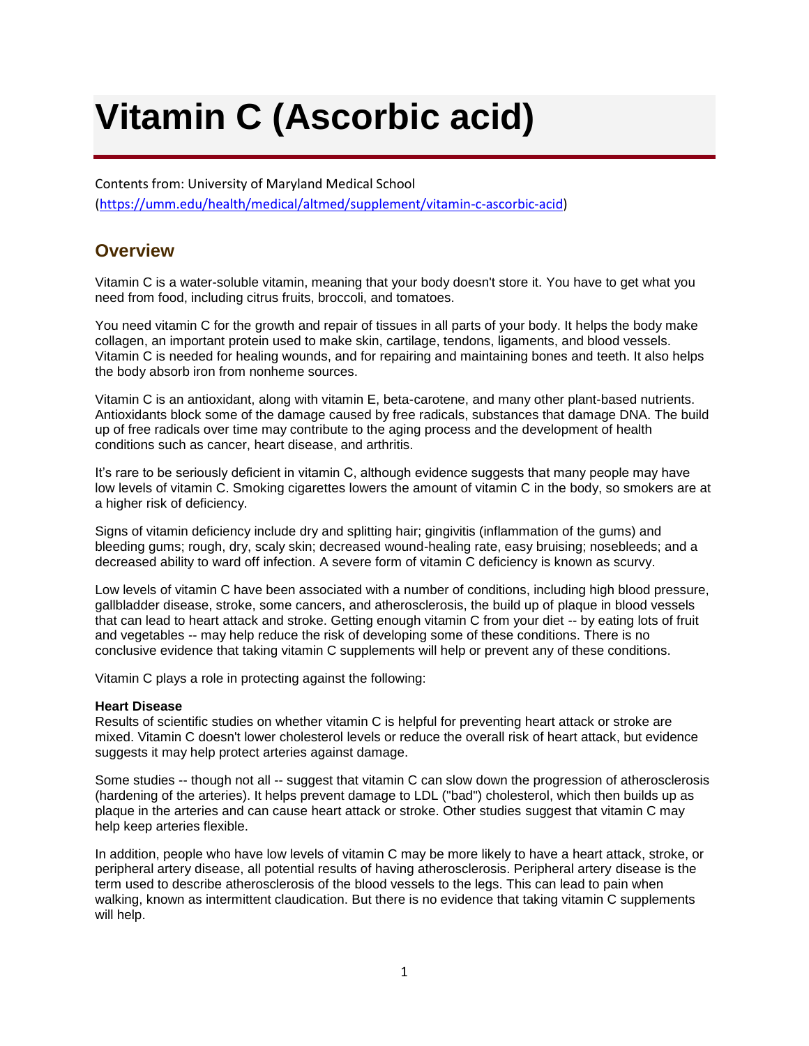# Vitamin C (Ascorbic acid)

Contents from: University of Maryland Medical School
(https://umm.edu/health/medical/altmed/supplement/vitamin-c-ascorbic-acid)

## Overview

Vitamin C is a water-soluble vitamin, meaning that your body doesn't store it. You have to get what you need from food, including citrus fruits, broccoli, and tomatoes.

You need vitamin C for the growth and repair of tissues in all parts of your body. It helps the body make collagen, an important protein used to make skin, cartilage, tendons, ligaments, and blood vessels. Vitamin C is needed for healing wounds, and for repairing and maintaining bones and teeth. It also helps the body absorb iron from nonheme sources.

Vitamin C is an antioxidant, along with vitamin E, beta-carotene, and many other plant-based nutrients. Antioxidants block some of the damage caused by free radicals, substances that damage DNA. The build up of free radicals over time may contribute to the aging process and the development of health conditions such as cancer, heart disease, and arthritis.

It's rare to be seriously deficient in vitamin C, although evidence suggests that many people may have low levels of vitamin C. Smoking cigarettes lowers the amount of vitamin C in the body, so smokers are at a higher risk of deficiency.

Signs of vitamin deficiency include dry and splitting hair; gingivitis (inflammation of the gums) and bleeding gums; rough, dry, scaly skin; decreased wound-healing rate, easy bruising; nosebleeds; and a decreased ability to ward off infection. A severe form of vitamin C deficiency is known as scurvy.

Low levels of vitamin C have been associated with a number of conditions, including high blood pressure, gallbladder disease, stroke, some cancers, and atherosclerosis, the build up of plaque in blood vessels that can lead to heart attack and stroke. Getting enough vitamin C from your diet -- by eating lots of fruit and vegetables -- may help reduce the risk of developing some of these conditions. There is no conclusive evidence that taking vitamin C supplements will help or prevent any of these conditions.

Vitamin C plays a role in protecting against the following:

**Heart Disease**
Results of scientific studies on whether vitamin C is helpful for preventing heart attack or stroke are mixed. Vitamin C doesn't lower cholesterol levels or reduce the overall risk of heart attack, but evidence suggests it may help protect arteries against damage.

Some studies -- though not all -- suggest that vitamin C can slow down the progression of atherosclerosis (hardening of the arteries). It helps prevent damage to LDL ("bad") cholesterol, which then builds up as plaque in the arteries and can cause heart attack or stroke. Other studies suggest that vitamin C may help keep arteries flexible.

In addition, people who have low levels of vitamin C may be more likely to have a heart attack, stroke, or peripheral artery disease, all potential results of having atherosclerosis. Peripheral artery disease is the term used to describe atherosclerosis of the blood vessels to the legs. This can lead to pain when walking, known as intermittent claudication. But there is no evidence that taking vitamin C supplements will help.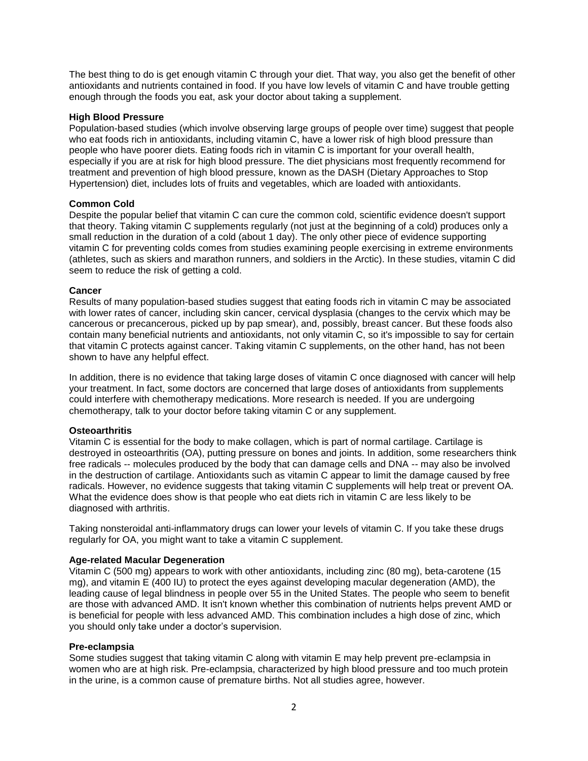The best thing to do is get enough vitamin C through your diet. That way, you also get the benefit of other antioxidants and nutrients contained in food. If you have low levels of vitamin C and have trouble getting enough through the foods you eat, ask your doctor about taking a supplement.

**High Blood Pressure**

Population-based studies (which involve observing large groups of people over time) suggest that people who eat foods rich in antioxidants, including vitamin C, have a lower risk of high blood pressure than people who have poorer diets. Eating foods rich in vitamin C is important for your overall health, especially if you are at risk for high blood pressure. The diet physicians most frequently recommend for treatment and prevention of high blood pressure, known as the DASH (Dietary Approaches to Stop Hypertension) diet, includes lots of fruits and vegetables, which are loaded with antioxidants.

**Common Cold**

Despite the popular belief that vitamin C can cure the common cold, scientific evidence doesn't support that theory. Taking vitamin C supplements regularly (not just at the beginning of a cold) produces only a small reduction in the duration of a cold (about 1 day). The only other piece of evidence supporting vitamin C for preventing colds comes from studies examining people exercising in extreme environments (athletes, such as skiers and marathon runners, and soldiers in the Arctic). In these studies, vitamin C did seem to reduce the risk of getting a cold.

**Cancer**

Results of many population-based studies suggest that eating foods rich in vitamin C may be associated with lower rates of cancer, including skin cancer, cervical dysplasia (changes to the cervix which may be cancerous or precancerous, picked up by pap smear), and, possibly, breast cancer. But these foods also contain many beneficial nutrients and antioxidants, not only vitamin C, so it's impossible to say for certain that vitamin C protects against cancer. Taking vitamin C supplements, on the other hand, has not been shown to have any helpful effect.

In addition, there is no evidence that taking large doses of vitamin C once diagnosed with cancer will help your treatment. In fact, some doctors are concerned that large doses of antioxidants from supplements could interfere with chemotherapy medications. More research is needed. If you are undergoing chemotherapy, talk to your doctor before taking vitamin C or any supplement.

**Osteoarthritis**

Vitamin C is essential for the body to make collagen, which is part of normal cartilage. Cartilage is destroyed in osteoarthritis (OA), putting pressure on bones and joints. In addition, some researchers think free radicals -- molecules produced by the body that can damage cells and DNA -- may also be involved in the destruction of cartilage. Antioxidants such as vitamin C appear to limit the damage caused by free radicals. However, no evidence suggests that taking vitamin C supplements will help treat or prevent OA. What the evidence does show is that people who eat diets rich in vitamin C are less likely to be diagnosed with arthritis.

Taking nonsteroidal anti-inflammatory drugs can lower your levels of vitamin C. If you take these drugs regularly for OA, you might want to take a vitamin C supplement.

**Age-related Macular Degeneration**

Vitamin C (500 mg) appears to work with other antioxidants, including zinc (80 mg), beta-carotene (15 mg), and vitamin E (400 IU) to protect the eyes against developing macular degeneration (AMD), the leading cause of legal blindness in people over 55 in the United States. The people who seem to benefit are those with advanced AMD. It isn't known whether this combination of nutrients helps prevent AMD or is beneficial for people with less advanced AMD. This combination includes a high dose of zinc, which you should only take under a doctor's supervision.

**Pre-eclampsia**

Some studies suggest that taking vitamin C along with vitamin E may help prevent pre-eclampsia in women who are at high risk. Pre-eclampsia, characterized by high blood pressure and too much protein in the urine, is a common cause of premature births. Not all studies agree, however.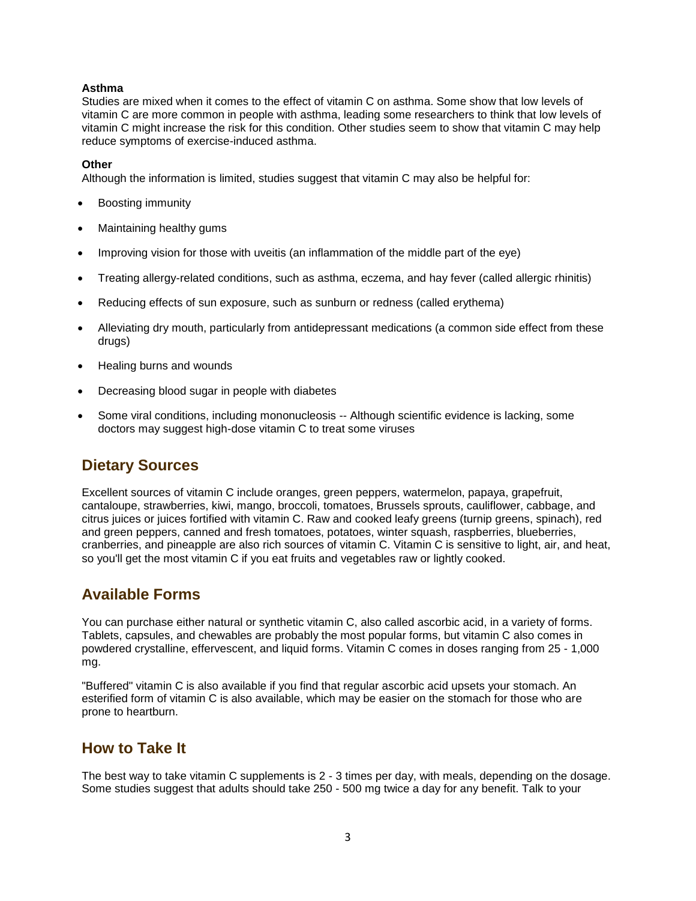### Asthma

Studies are mixed when it comes to the effect of vitamin C on asthma. Some show that low levels of vitamin C are more common in people with asthma, leading some researchers to think that low levels of vitamin C might increase the risk for this condition. Other studies seem to show that vitamin C may help reduce symptoms of exercise-induced asthma.

### Other

Although the information is limited, studies suggest that vitamin C may also be helpful for:

- Boosting immunity
- Maintaining healthy gums
- Improving vision for those with uveitis (an inflammation of the middle part of the eye)
- Treating allergy-related conditions, such as asthma, eczema, and hay fever (called allergic rhinitis)
- Reducing effects of sun exposure, such as sunburn or redness (called erythema)
- Alleviating dry mouth, particularly from antidepressant medications (a common side effect from these drugs)
- Healing burns and wounds
- Decreasing blood sugar in people with diabetes
- Some viral conditions, including mononucleosis -- Although scientific evidence is lacking, some doctors may suggest high-dose vitamin C to treat some viruses

## Dietary Sources

Excellent sources of vitamin C include oranges, green peppers, watermelon, papaya, grapefruit, cantaloupe, strawberries, kiwi, mango, broccoli, tomatoes, Brussels sprouts, cauliflower, cabbage, and citrus juices or juices fortified with vitamin C. Raw and cooked leafy greens (turnip greens, spinach), red and green peppers, canned and fresh tomatoes, potatoes, winter squash, raspberries, blueberries, cranberries, and pineapple are also rich sources of vitamin C. Vitamin C is sensitive to light, air, and heat, so you'll get the most vitamin C if you eat fruits and vegetables raw or lightly cooked.

## Available Forms

You can purchase either natural or synthetic vitamin C, also called ascorbic acid, in a variety of forms. Tablets, capsules, and chewables are probably the most popular forms, but vitamin C also comes in powdered crystalline, effervescent, and liquid forms. Vitamin C comes in doses ranging from 25 - 1,000 mg.

"Buffered" vitamin C is also available if you find that regular ascorbic acid upsets your stomach. An esterified form of vitamin C is also available, which may be easier on the stomach for those who are prone to heartburn.

## How to Take It

The best way to take vitamin C supplements is 2 - 3 times per day, with meals, depending on the dosage. Some studies suggest that adults should take 250 - 500 mg twice a day for any benefit. Talk to your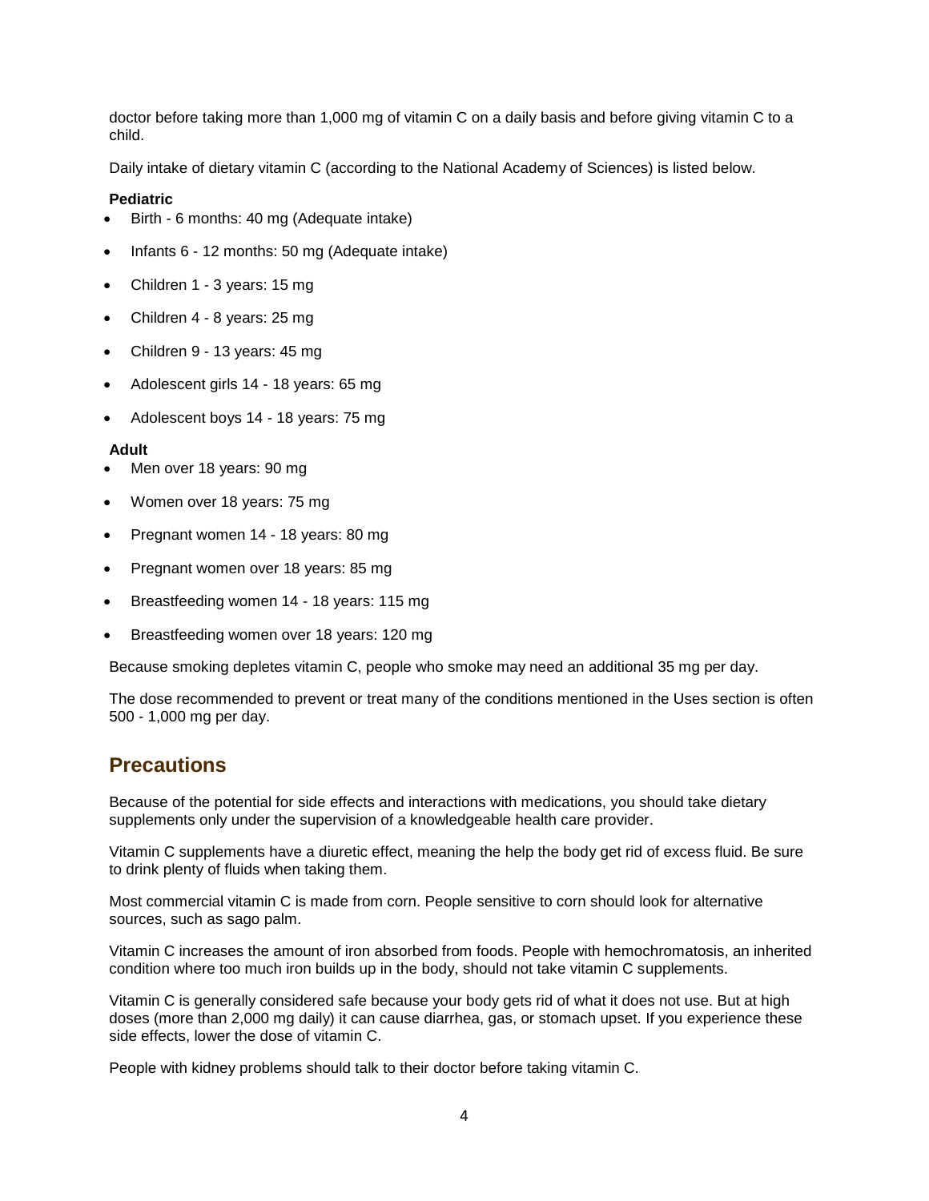doctor before taking more than 1,000 mg of vitamin C on a daily basis and before giving vitamin C to a child.

Daily intake of dietary vitamin C (according to the National Academy of Sciences) is listed below.

**Pediatric**

- Birth - 6 months: 40 mg (Adequate intake)
- Infants 6 - 12 months: 50 mg (Adequate intake)
- Children 1 - 3 years: 15 mg
- Children 4 - 8 years: 25 mg
- Children 9 - 13 years: 45 mg
- Adolescent girls 14 - 18 years: 65 mg
- Adolescent boys 14 - 18 years: 75 mg

**Adult**

- Men over 18 years: 90 mg
- Women over 18 years: 75 mg
- Pregnant women 14 - 18 years: 80 mg
- Pregnant women over 18 years: 85 mg
- Breastfeeding women 14 - 18 years: 115 mg
- Breastfeeding women over 18 years: 120 mg

Because smoking depletes vitamin C, people who smoke may need an additional 35 mg per day.

The dose recommended to prevent or treat many of the conditions mentioned in the Uses section is often 500 - 1,000 mg per day.

## Precautions

Because of the potential for side effects and interactions with medications, you should take dietary supplements only under the supervision of a knowledgeable health care provider.

Vitamin C supplements have a diuretic effect, meaning the help the body get rid of excess fluid. Be sure to drink plenty of fluids when taking them.

Most commercial vitamin C is made from corn. People sensitive to corn should look for alternative sources, such as sago palm.

Vitamin C increases the amount of iron absorbed from foods. People with hemochromatosis, an inherited condition where too much iron builds up in the body, should not take vitamin C supplements.

Vitamin C is generally considered safe because your body gets rid of what it does not use. But at high doses (more than 2,000 mg daily) it can cause diarrhea, gas, or stomach upset. If you experience these side effects, lower the dose of vitamin C.

People with kidney problems should talk to their doctor before taking vitamin C.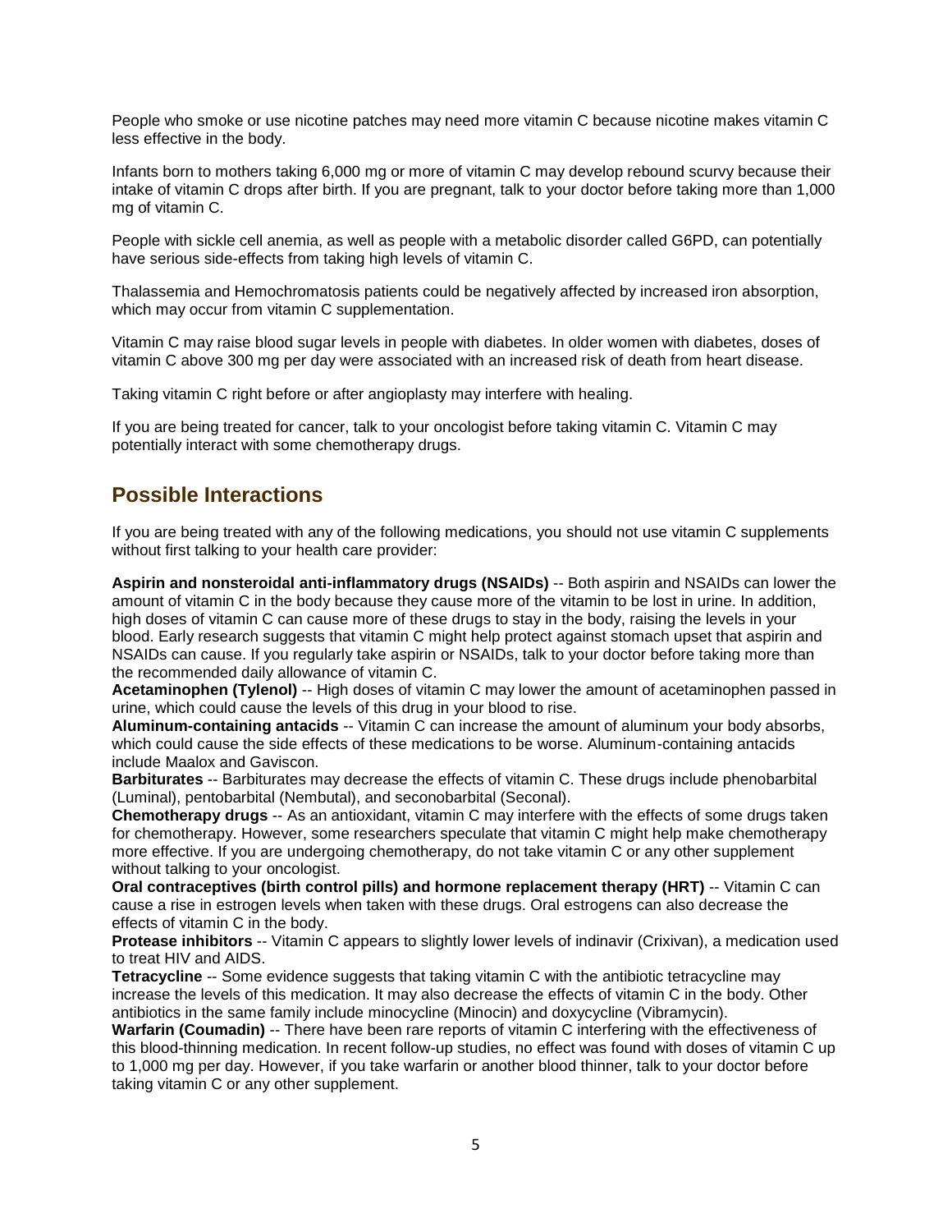People who smoke or use nicotine patches may need more vitamin C because nicotine makes vitamin C less effective in the body.

Infants born to mothers taking 6,000 mg or more of vitamin C may develop rebound scurvy because their intake of vitamin C drops after birth. If you are pregnant, talk to your doctor before taking more than 1,000 mg of vitamin C.

People with sickle cell anemia, as well as people with a metabolic disorder called G6PD, can potentially have serious side-effects from taking high levels of vitamin C.

Thalassemia and Hemochromatosis patients could be negatively affected by increased iron absorption, which may occur from vitamin C supplementation.

Vitamin C may raise blood sugar levels in people with diabetes. In older women with diabetes, doses of vitamin C above 300 mg per day were associated with an increased risk of death from heart disease.

Taking vitamin C right before or after angioplasty may interfere with healing.

If you are being treated for cancer, talk to your oncologist before taking vitamin C. Vitamin C may potentially interact with some chemotherapy drugs.

## Possible Interactions

If you are being treated with any of the following medications, you should not use vitamin C supplements without first talking to your health care provider:

**Aspirin and nonsteroidal anti-inflammatory drugs (NSAIDs)** -- Both aspirin and NSAIDs can lower the amount of vitamin C in the body because they cause more of the vitamin to be lost in urine. In addition, high doses of vitamin C can cause more of these drugs to stay in the body, raising the levels in your blood. Early research suggests that vitamin C might help protect against stomach upset that aspirin and NSAIDs can cause. If you regularly take aspirin or NSAIDs, talk to your doctor before taking more than the recommended daily allowance of vitamin C.

**Acetaminophen (Tylenol)** -- High doses of vitamin C may lower the amount of acetaminophen passed in urine, which could cause the levels of this drug in your blood to rise.

**Aluminum-containing antacids** -- Vitamin C can increase the amount of aluminum your body absorbs, which could cause the side effects of these medications to be worse. Aluminum-containing antacids include Maalox and Gaviscon.

**Barbiturates** -- Barbiturates may decrease the effects of vitamin C. These drugs include phenobarbital (Luminal), pentobarbital (Nembutal), and seconobarbital (Seconal).

**Chemotherapy drugs** -- As an antioxidant, vitamin C may interfere with the effects of some drugs taken for chemotherapy. However, some researchers speculate that vitamin C might help make chemotherapy more effective. If you are undergoing chemotherapy, do not take vitamin C or any other supplement without talking to your oncologist.

**Oral contraceptives (birth control pills) and hormone replacement therapy (HRT)** -- Vitamin C can cause a rise in estrogen levels when taken with these drugs. Oral estrogens can also decrease the effects of vitamin C in the body.

**Protease inhibitors** -- Vitamin C appears to slightly lower levels of indinavir (Crixivan), a medication used to treat HIV and AIDS.

**Tetracycline** -- Some evidence suggests that taking vitamin C with the antibiotic tetracycline may increase the levels of this medication. It may also decrease the effects of vitamin C in the body. Other antibiotics in the same family include minocycline (Minocin) and doxycycline (Vibramycin).

**Warfarin (Coumadin)** -- There have been rare reports of vitamin C interfering with the effectiveness of this blood-thinning medication. In recent follow-up studies, no effect was found with doses of vitamin C up to 1,000 mg per day. However, if you take warfarin or another blood thinner, talk to your doctor before taking vitamin C or any other supplement.